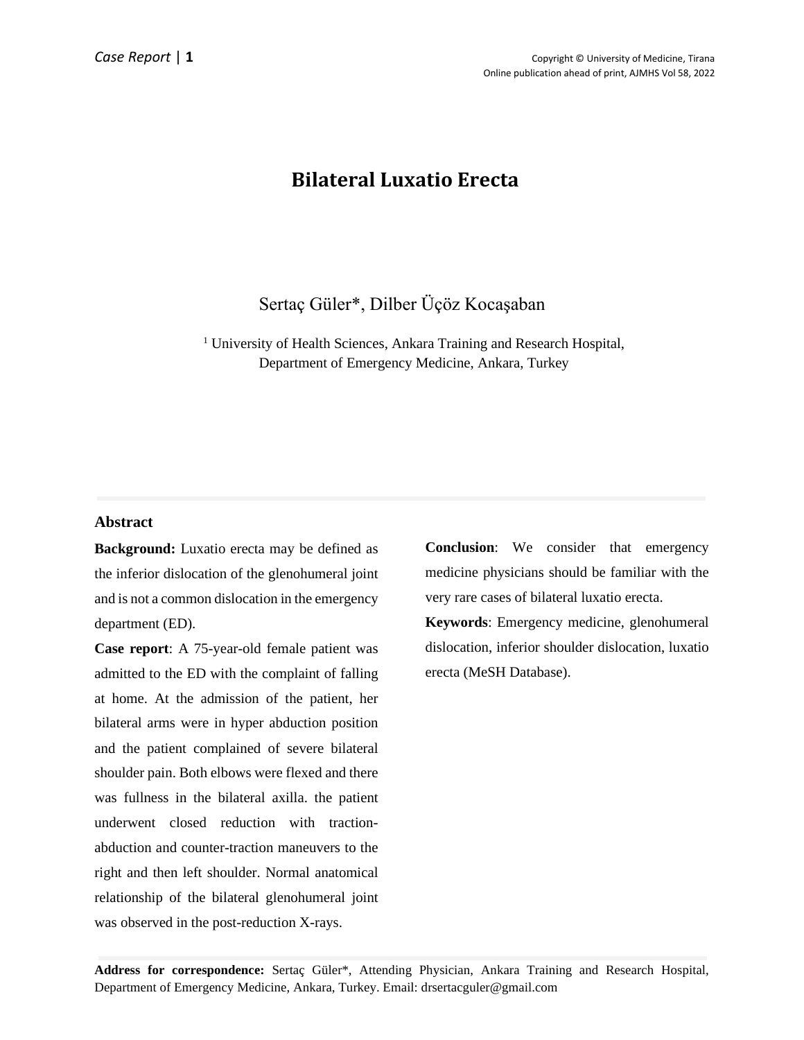# Bilateral Luxatio Erecta

Sertaç Güler*, Dilber Üçöz Kocaşaban

[1] University of Health Sciences, Ankara Training and Research Hospital, Department of Emergency Medicine, Ankara, Turkey

## Abstract

**Background:** Luxatio erecta may be defined as the inferior dislocation of the glenohumeral joint and is not a common dislocation in the emergency department (ED).

**Case report**: A 75-year-old female patient was admitted to the ED with the complaint of falling at home. At the admission of the patient, her bilateral arms were in hyper abduction position and the patient complained of severe bilateral shoulder pain. Both elbows were flexed and there was fullness in the bilateral axilla. the patient underwent closed reduction with traction-abduction and counter-traction maneuvers to the right and then left shoulder. Normal anatomical relationship of the bilateral glenohumeral joint was observed in the post-reduction X-rays.

**Conclusion**: We consider that emergency medicine physicians should be familiar with the very rare cases of bilateral luxatio erecta.

**Keywords**: Emergency medicine, glenohumeral dislocation, inferior shoulder dislocation, luxatio erecta (MeSH Database).

**Address for correspondence:** Sertaç Güler*, Attending Physician, Ankara Training and Research Hospital, Department of Emergency Medicine, Ankara, Turkey. Email: drsertacguler@gmail.com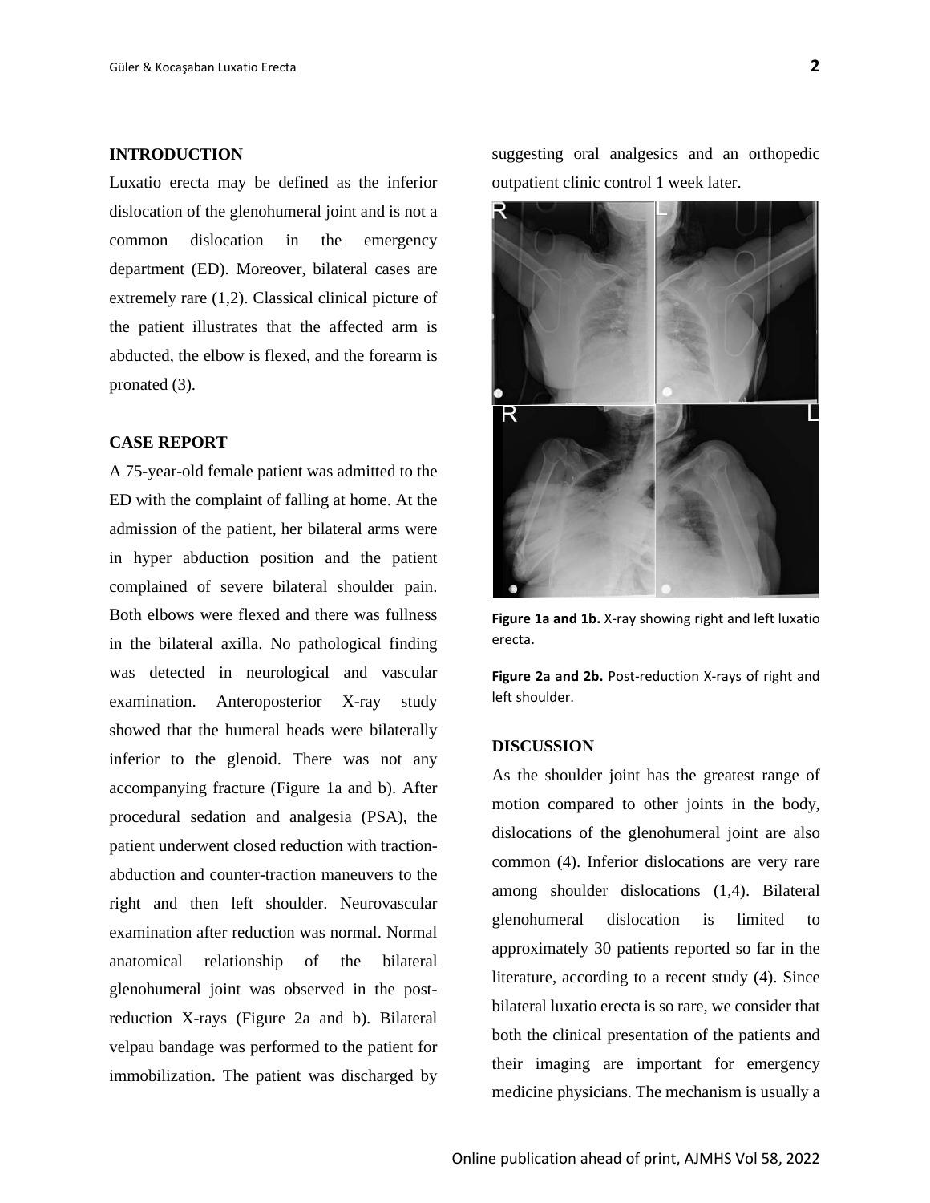## INTRODUCTION

Luxatio erecta may be defined as the inferior dislocation of the glenohumeral joint and is not a common dislocation in the emergency department (ED). Moreover, bilateral cases are extremely rare (1,2). Classical clinical picture of the patient illustrates that the affected arm is abducted, the elbow is flexed, and the forearm is pronated (3).

## CASE REPORT

A 75-year-old female patient was admitted to the ED with the complaint of falling at home. At the admission of the patient, her bilateral arms were in hyper abduction position and the patient complained of severe bilateral shoulder pain. Both elbows were flexed and there was fullness in the bilateral axilla. No pathological finding was detected in neurological and vascular examination. Anteroposterior X-ray study showed that the humeral heads were bilaterally inferior to the glenoid. There was not any accompanying fracture (Figure 1a and b). After procedural sedation and analgesia (PSA), the patient underwent closed reduction with traction-abduction and counter-traction maneuvers to the right and then left shoulder. Neurovascular examination after reduction was normal. Normal anatomical relationship of the bilateral glenohumeral joint was observed in the post-reduction X-rays (Figure 2a and b). Bilateral velpau bandage was performed to the patient for immobilization. The patient was discharged by suggesting oral analgesics and an orthopedic outpatient clinic control 1 week later.

**Figure 1a and 1b.** X-ray showing right and left luxatio erecta.

**Figure 2a and 2b.** Post-reduction X-rays of right and left shoulder.

## DISCUSSION

As the shoulder joint has the greatest range of motion compared to other joints in the body, dislocations of the glenohumeral joint are also common (4). Inferior dislocations are very rare among shoulder dislocations (1,4). Bilateral glenohumeral dislocation is limited to approximately 30 patients reported so far in the literature, according to a recent study (4). Since bilateral luxatio erecta is so rare, we consider that both the clinical presentation of the patients and their imaging are important for emergency medicine physicians. The mechanism is usually a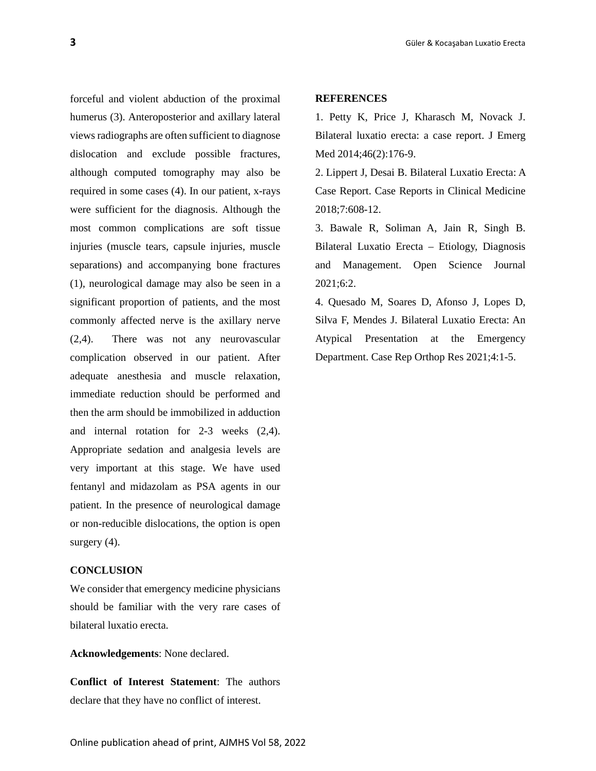forceful and violent abduction of the proximal humerus (3). Anteroposterior and axillary lateral views radiographs are often sufficient to diagnose dislocation and exclude possible fractures, although computed tomography may also be required in some cases (4). In our patient, x-rays were sufficient for the diagnosis. Although the most common complications are soft tissue injuries (muscle tears, capsule injuries, muscle separations) and accompanying bone fractures (1), neurological damage may also be seen in a significant proportion of patients, and the most commonly affected nerve is the axillary nerve (2,4). There was not any neurovascular complication observed in our patient. After adequate anesthesia and muscle relaxation, immediate reduction should be performed and then the arm should be immobilized in adduction and internal rotation for 2-3 weeks (2,4). Appropriate sedation and analgesia levels are very important at this stage. We have used fentanyl and midazolam as PSA agents in our patient. In the presence of neurological damage or non-reducible dislocations, the option is open surgery (4).

## CONCLUSION

We consider that emergency medicine physicians should be familiar with the very rare cases of bilateral luxatio erecta.

**Acknowledgements**: None declared.

**Conflict of Interest Statement**: The authors declare that they have no conflict of interest.

## REFERENCES

1. Petty K, Price J, Kharasch M, Novack J. Bilateral luxatio erecta: a case report. J Emerg Med 2014;46(2):176-9.
2. Lippert J, Desai B. Bilateral Luxatio Erecta: A Case Report. Case Reports in Clinical Medicine 2018;7:608-12.
3. Bawale R, Soliman A, Jain R, Singh B. Bilateral Luxatio Erecta – Etiology, Diagnosis and Management. Open Science Journal 2021;6:2.
4. Quesado M, Soares D, Afonso J, Lopes D, Silva F, Mendes J. Bilateral Luxatio Erecta: An Atypical Presentation at the Emergency Department. Case Rep Orthop Res 2021;4:1-5.